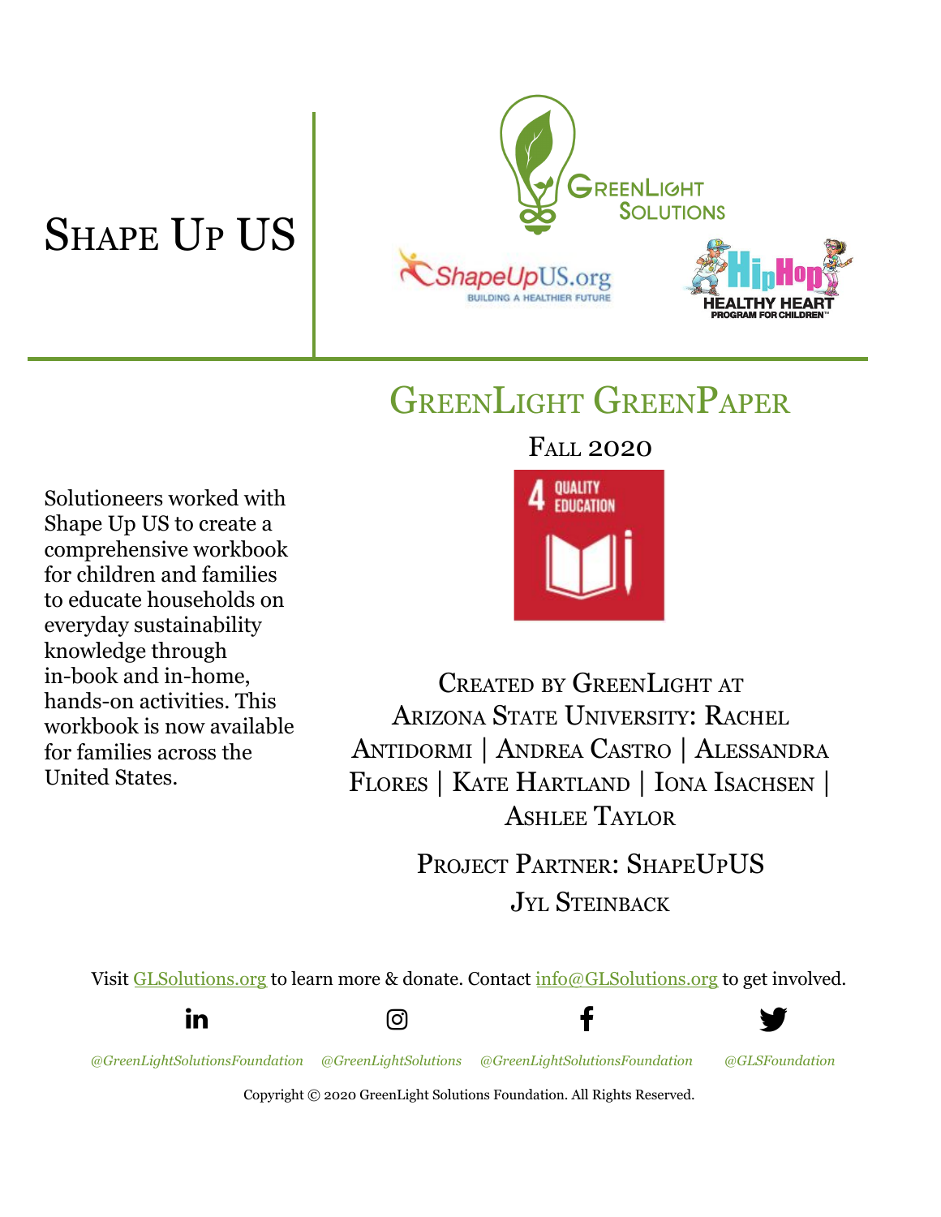# Shape Up US

## GreenLight GreenPaper

Fall 2020

4 QUALITY EDUCATION

Solutioneers worked with Shape Up US to create a comprehensive workbook for children and families to educate households on everyday sustainability knowledge through in-book and in-home, hands-on activities. This workbook is now available for families across the United States.

Created by GreenLight at Arizona State University: Rachel Antidormi | Andrea Castro | Alessandra Flores | Kate Hartland | Iona Isachsen | Ashlee Taylor

Project Partner: ShapeUpUS

Jyl Steinback

Visit GLSolutions.org to learn more & donate. Contact info@GLSolutions.org to get involved.

*@GreenLightSolutionsFoundation* *@GreenLightSolutions* *@GreenLightSolutionsFoundation* *@GLSFoundation*

Copyright © 2020 GreenLight Solutions Foundation. All Rights Reserved.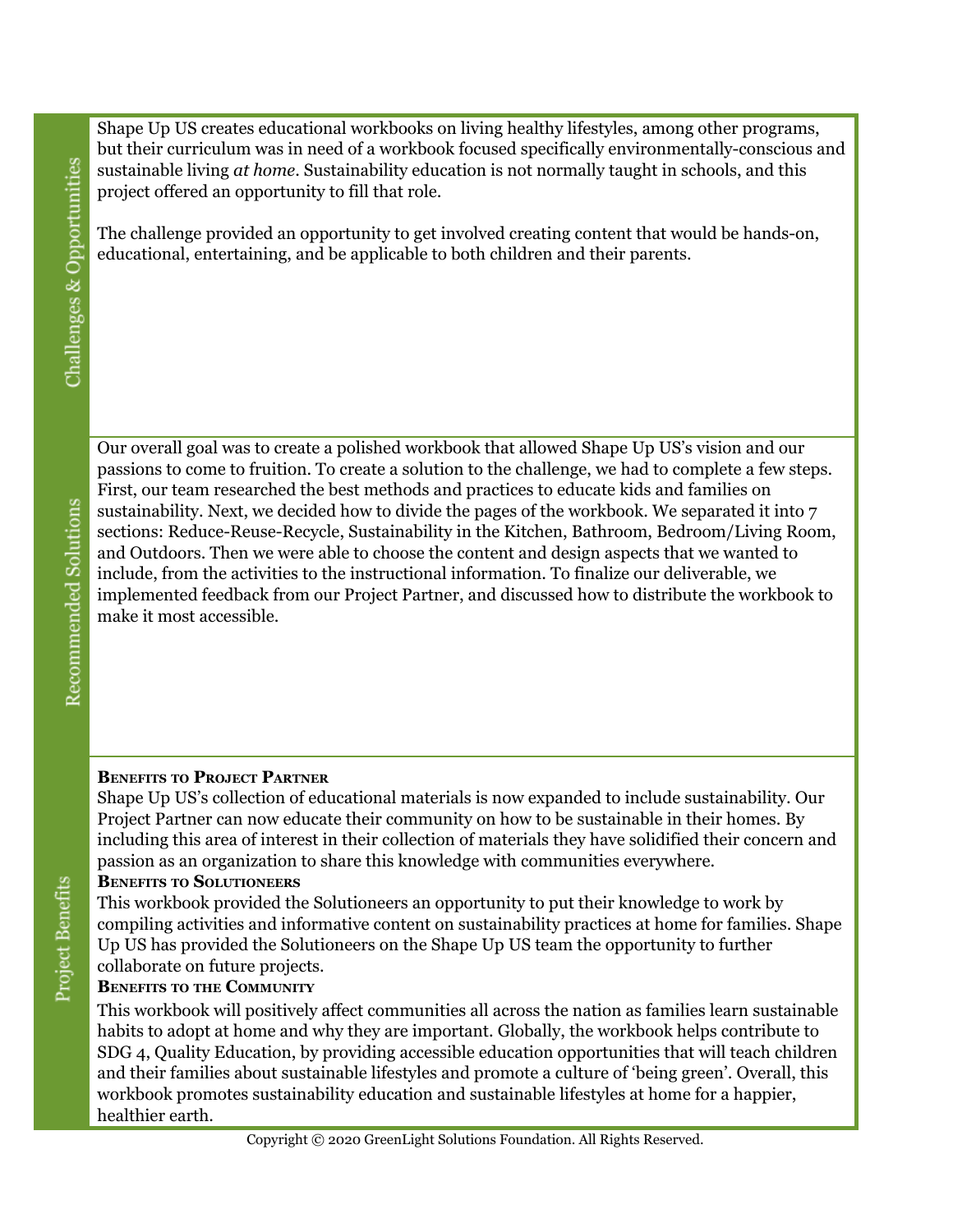## Challenges & Opportunities

Shape Up US creates educational workbooks on living healthy lifestyles, among other programs, but their curriculum was in need of a workbook focused specifically environmentally-conscious and sustainable living *at home*. Sustainability education is not normally taught in schools, and this project offered an opportunity to fill that role.

The challenge provided an opportunity to get involved creating content that would be hands-on, educational, entertaining, and be applicable to both children and their parents.

## Recommended Solutions

Our overall goal was to create a polished workbook that allowed Shape Up US's vision and our passions to come to fruition. To create a solution to the challenge, we had to complete a few steps. First, our team researched the best methods and practices to educate kids and families on sustainability. Next, we decided how to divide the pages of the workbook. We separated it into 7 sections: Reduce-Reuse-Recycle, Sustainability in the Kitchen, Bathroom, Bedroom/Living Room, and Outdoors. Then we were able to choose the content and design aspects that we wanted to include, from the activities to the instructional information. To finalize our deliverable, we implemented feedback from our Project Partner, and discussed how to distribute the workbook to make it most accessible.

## Project Benefits

**Benefits to Project Partner**

Shape Up US's collection of educational materials is now expanded to include sustainability. Our Project Partner can now educate their community on how to be sustainable in their homes. By including this area of interest in their collection of materials they have solidified their concern and passion as an organization to share this knowledge with communities everywhere.

**Benefits to Solutioneers**

This workbook provided the Solutioneers an opportunity to put their knowledge to work by compiling activities and informative content on sustainability practices at home for families. Shape Up US has provided the Solutioneers on the Shape Up US team the opportunity to further collaborate on future projects.

**Benefits to the Community**

This workbook will positively affect communities all across the nation as families learn sustainable habits to adopt at home and why they are important. Globally, the workbook helps contribute to SDG 4, Quality Education, by providing accessible education opportunities that will teach children and their families about sustainable lifestyles and promote a culture of 'being green'. Overall, this workbook promotes sustainability education and sustainable lifestyles at home for a happier, healthier earth.

Copyright © 2020 GreenLight Solutions Foundation. All Rights Reserved.